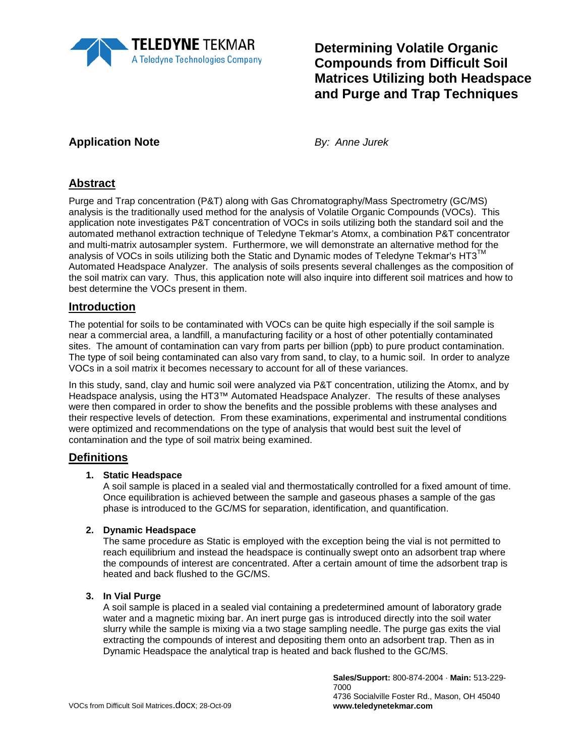# Determining Volatile Organic Compounds from Difficult Soil Matrices Utilizing both Headspace and Purge and Trap Techniques

**Application Note**

*By: Anne Jurek*

## Abstract

Purge and Trap concentration (P&T) along with Gas Chromatography/Mass Spectrometry (GC/MS) analysis is the traditionally used method for the analysis of Volatile Organic Compounds (VOCs). This application note investigates P&T concentration of VOCs in soils utilizing both the standard soil and the automated methanol extraction technique of Teledyne Tekmar's Atomx, a combination P&T concentrator and multi-matrix autosampler system. Furthermore, we will demonstrate an alternative method for the analysis of VOCs in soils utilizing both the Static and Dynamic modes of Teledyne Tekmar's HT3™ Automated Headspace Analyzer. The analysis of soils presents several challenges as the composition of the soil matrix can vary. Thus, this application note will also inquire into different soil matrices and how to best determine the VOCs present in them.

## Introduction

The potential for soils to be contaminated with VOCs can be quite high especially if the soil sample is near a commercial area, a landfill, a manufacturing facility or a host of other potentially contaminated sites. The amount of contamination can vary from parts per billion (ppb) to pure product contamination. The type of soil being contaminated can also vary from sand, to clay, to a humic soil. In order to analyze VOCs in a soil matrix it becomes necessary to account for all of these variances.

In this study, sand, clay and humic soil were analyzed via P&T concentration, utilizing the Atomx, and by Headspace analysis, using the HT3™ Automated Headspace Analyzer. The results of these analyses were then compared in order to show the benefits and the possible problems with these analyses and their respective levels of detection. From these examinations, experimental and instrumental conditions were optimized and recommendations on the type of analysis that would best suit the level of contamination and the type of soil matrix being examined.

## Definitions

1. **Static Headspace**
   A soil sample is placed in a sealed vial and thermostatically controlled for a fixed amount of time. Once equilibration is achieved between the sample and gaseous phases a sample of the gas phase is introduced to the GC/MS for separation, identification, and quantification.

2. **Dynamic Headspace**
   The same procedure as Static is employed with the exception being the vial is not permitted to reach equilibrium and instead the headspace is continually swept onto an adsorbent trap where the compounds of interest are concentrated. After a certain amount of time the adsorbent trap is heated and back flushed to the GC/MS.

3. **In Vial Purge**
   A soil sample is placed in a sealed vial containing a predetermined amount of laboratory grade water and a magnetic mixing bar. An inert purge gas is introduced directly into the soil water slurry while the sample is mixing via a two stage sampling needle. The purge gas exits the vial extracting the compounds of interest and depositing them onto an adsorbent trap. Then as in Dynamic Headspace the analytical trap is heated and back flushed to the GC/MS.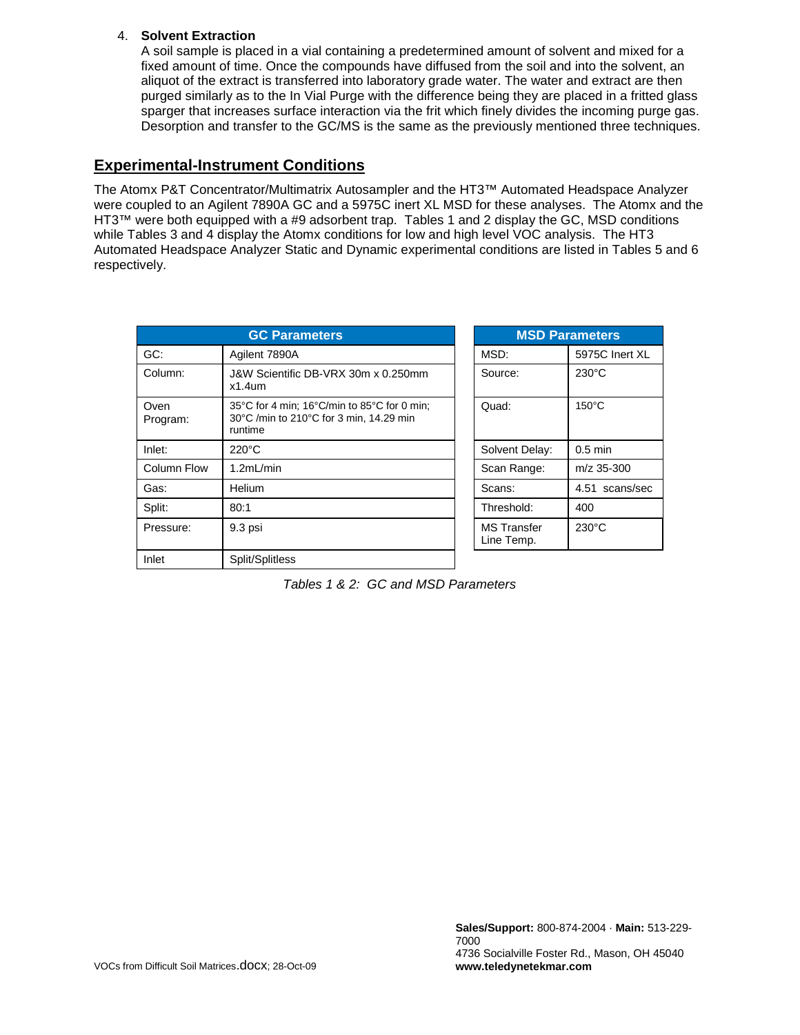4. **Solvent Extraction**
   A soil sample is placed in a vial containing a predetermined amount of solvent and mixed for a fixed amount of time. Once the compounds have diffused from the soil and into the solvent, an aliquot of the extract is transferred into laboratory grade water. The water and extract are then purged similarly as to the In Vial Purge with the difference being they are placed in a fritted glass sparger that increases surface interaction via the frit which finely divides the incoming purge gas. Desorption and transfer to the GC/MS is the same as the previously mentioned three techniques.

## Experimental-Instrument Conditions

The Atomx P&T Concentrator/Multimatrix Autosampler and the HT3™ Automated Headspace Analyzer were coupled to an Agilent 7890A GC and a 5975C inert XL MSD for these analyses. The Atomx and the HT3™ were both equipped with a #9 adsorbent trap. Tables 1 and 2 display the GC, MSD conditions while Tables 3 and 4 display the Atomx conditions for low and high level VOC analysis. The HT3 Automated Headspace Analyzer Static and Dynamic experimental conditions are listed in Tables 5 and 6 respectively.

| GC Parameters | |
|---|---|
| GC: | Agilent 7890A |
| Column: | J&W Scientific DB-VRX 30m x 0.250mm x1.4um |
| Oven Program: | 35°C for 4 min; 16°C/min to 85°C for 0 min; 30°C /min to 210°C for 3 min, 14.29 min runtime |
| Inlet: | 220°C |
| Column Flow | 1.2mL/min |
| Gas: | Helium |
| Split: | 80:1 |
| Pressure: | 9.3 psi |
| Inlet | Split/Splitless |

| MSD Parameters | |
|---|---|
| MSD: | 5975C Inert XL |
| Source: | 230°C |
| Quad: | 150°C |
| Solvent Delay: | 0.5 min |
| Scan Range: | m/z 35-300 |
| Scans: | 4.51 scans/sec |
| Threshold: | 400 |
| MS Transfer Line Temp. | 230°C |

*Tables 1 & 2: GC and MSD Parameters*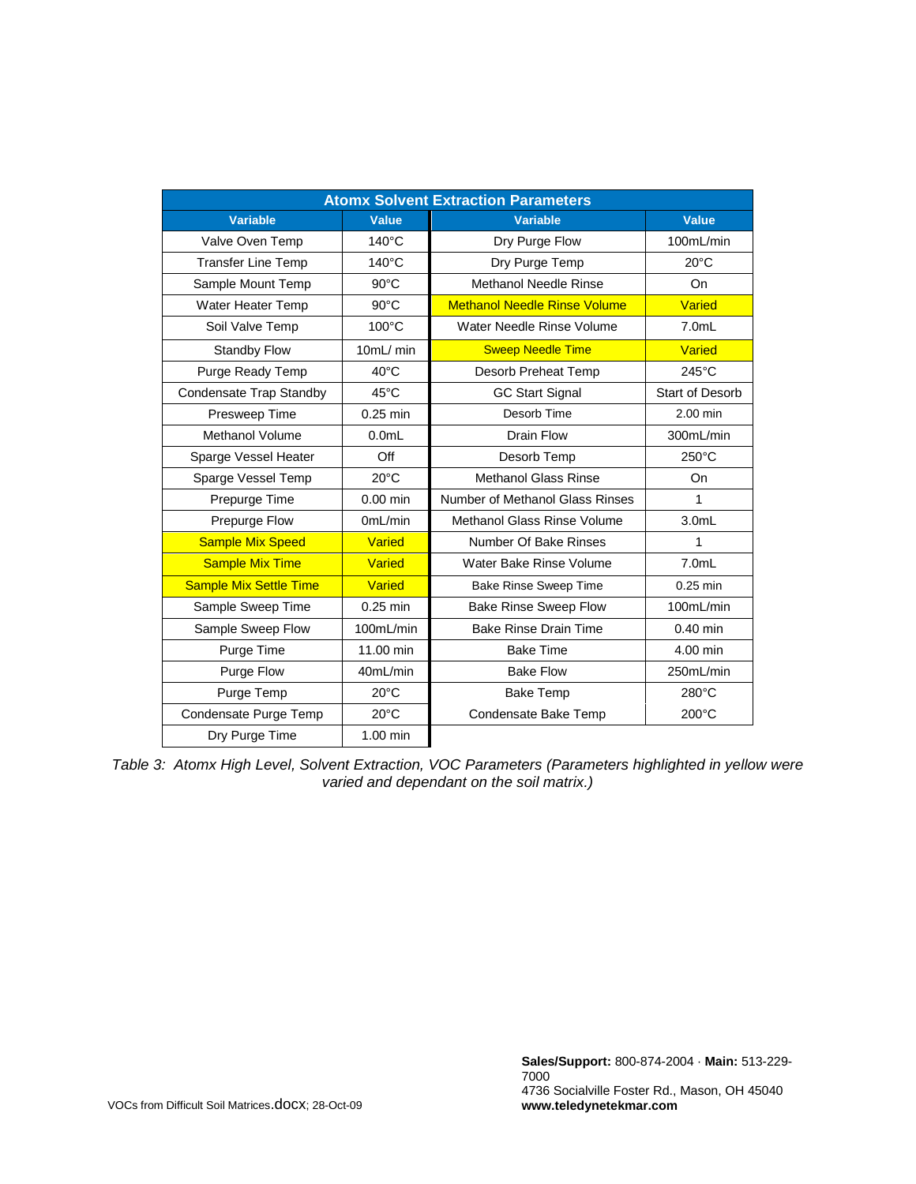| Atomx Solvent Extraction Parameters | | | |
|---|---|---|---|
| **Variable** | **Value** | **Variable** | **Value** |
| Valve Oven Temp | 140°C | Dry Purge Flow | 100mL/min |
| Transfer Line Temp | 140°C | Dry Purge Temp | 20°C |
| Sample Mount Temp | 90°C | Methanol Needle Rinse | On |
| Water Heater Temp | 90°C | Methanol Needle Rinse Volume | Varied |
| Soil Valve Temp | 100°C | Water Needle Rinse Volume | 7.0mL |
| Standby Flow | 10mL/ min | Sweep Needle Time | Varied |
| Purge Ready Temp | 40°C | Desorb Preheat Temp | 245°C |
| Condensate Trap Standby | 45°C | GC Start Signal | Start of Desorb |
| Presweep Time | 0.25 min | Desorb Time | 2.00 min |
| Methanol Volume | 0.0mL | Drain Flow | 300mL/min |
| Sparge Vessel Heater | Off | Desorb Temp | 250°C |
| Sparge Vessel Temp | 20°C | Methanol Glass Rinse | On |
| Prepurge Time | 0.00 min | Number of Methanol Glass Rinses | 1 |
| Prepurge Flow | 0mL/min | Methanol Glass Rinse Volume | 3.0mL |
| Sample Mix Speed | Varied | Number Of Bake Rinses | 1 |
| Sample Mix Time | Varied | Water Bake Rinse Volume | 7.0mL |
| Sample Mix Settle Time | Varied | Bake Rinse Sweep Time | 0.25 min |
| Sample Sweep Time | 0.25 min | Bake Rinse Sweep Flow | 100mL/min |
| Sample Sweep Flow | 100mL/min | Bake Rinse Drain Time | 0.40 min |
| Purge Time | 11.00 min | Bake Time | 4.00 min |
| Purge Flow | 40mL/min | Bake Flow | 250mL/min |
| Purge Temp | 20°C | Bake Temp | 280°C |
| Condensate Purge Temp | 20°C | Condensate Bake Temp | 200°C |
| Dry Purge Time | 1.00 min | | |

*Table 3: Atomx High Level, Solvent Extraction, VOC Parameters (Parameters highlighted in yellow were varied and dependant on the soil matrix.)*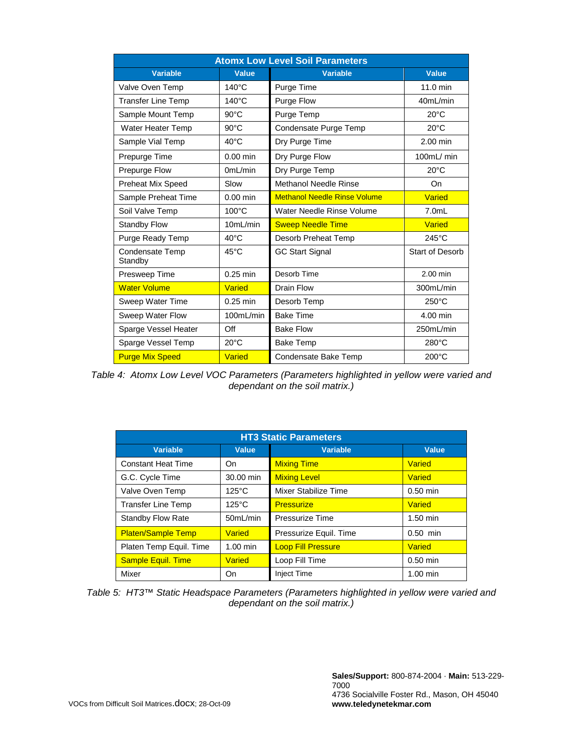| Atomx Low Level Soil Parameters | | | |
|---|---|---|---|
| **Variable** | **Value** | **Variable** | **Value** |
| Valve Oven Temp | 140°C | Purge Time | 11.0 min |
| Transfer Line Temp | 140°C | Purge Flow | 40mL/min |
| Sample Mount Temp | 90°C | Purge Temp | 20°C |
| Water Heater Temp | 90°C | Condensate Purge Temp | 20°C |
| Sample Vial Temp | 40°C | Dry Purge Time | 2.00 min |
| Prepurge Time | 0.00 min | Dry Purge Flow | 100mL/ min |
| Prepurge Flow | 0mL/min | Dry Purge Temp | 20°C |
| Preheat Mix Speed | Slow | Methanol Needle Rinse | On |
| Sample Preheat Time | 0.00 min | Methanol Needle Rinse Volume | Varied |
| Soil Valve Temp | 100°C | Water Needle Rinse Volume | 7.0mL |
| Standby Flow | 10mL/min | Sweep Needle Time | Varied |
| Purge Ready Temp | 40°C | Desorb Preheat Temp | 245°C |
| Condensate Temp Standby | 45°C | GC Start Signal | Start of Desorb |
| Presweep Time | 0.25 min | Desorb Time | 2.00 min |
| Water Volume | Varied | Drain Flow | 300mL/min |
| Sweep Water Time | 0.25 min | Desorb Temp | 250°C |
| Sweep Water Flow | 100mL/min | Bake Time | 4.00 min |
| Sparge Vessel Heater | Off | Bake Flow | 250mL/min |
| Sparge Vessel Temp | 20°C | Bake Temp | 280°C |
| Purge Mix Speed | Varied | Condensate Bake Temp | 200°C |

*Table 4: Atomx Low Level VOC Parameters (Parameters highlighted in yellow were varied and dependant on the soil matrix.)*

| HT3 Static Parameters | | | |
|---|---|---|---|
| **Variable** | **Value** | **Variable** | **Value** |
| Constant Heat Time | On | Mixing Time | Varied |
| G.C. Cycle Time | 30.00 min | Mixing Level | Varied |
| Valve Oven Temp | 125°C | Mixer Stabilize Time | 0.50 min |
| Transfer Line Temp | 125°C | Pressurize | Varied |
| Standby Flow Rate | 50mL/min | Pressurize Time | 1.50 min |
| Platen/Sample Temp | Varied | Pressurize Equil. Time | 0.50 min |
| Platen Temp Equil. Time | 1.00 min | Loop Fill Pressure | Varied |
| Sample Equil. Time | Varied | Loop Fill Time | 0.50 min |
| Mixer | On | Inject Time | 1.00 min |

*Table 5: HT3™ Static Headspace Parameters (Parameters highlighted in yellow were varied and dependant on the soil matrix.)*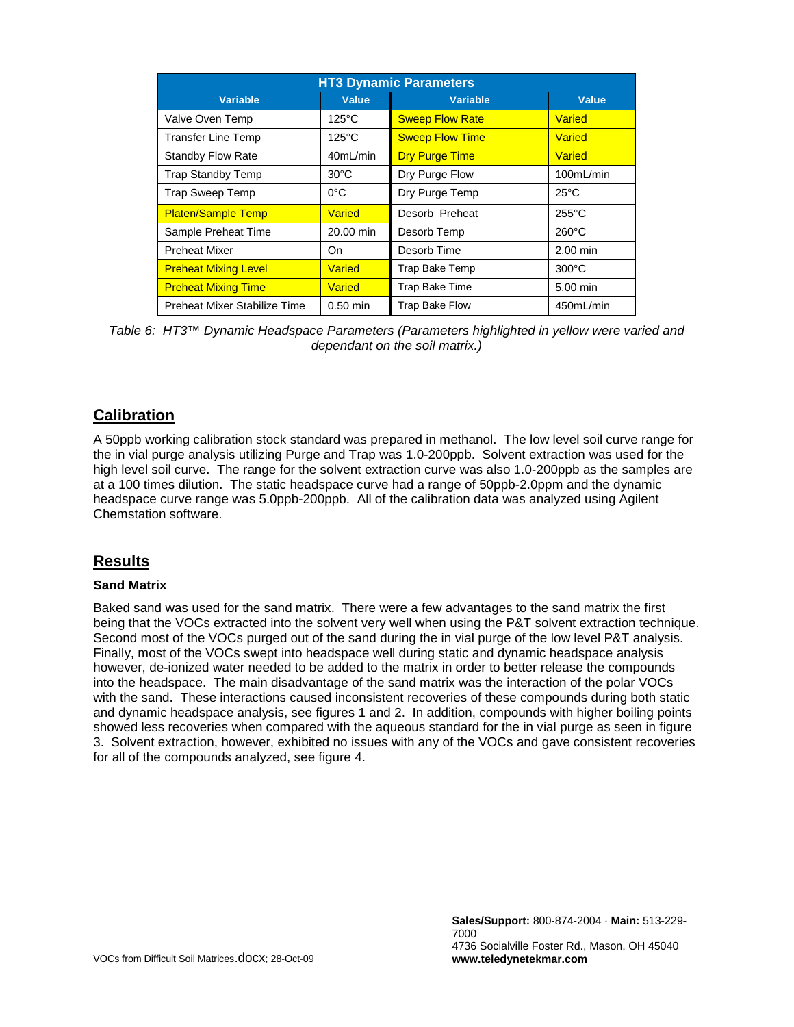| HT3 Dynamic Parameters | | | |
|---|---|---|---|
| **Variable** | **Value** | **Variable** | **Value** |
| Valve Oven Temp | 125°C | Sweep Flow Rate | Varied |
| Transfer Line Temp | 125°C | Sweep Flow Time | Varied |
| Standby Flow Rate | 40mL/min | Dry Purge Time | Varied |
| Trap Standby Temp | 30°C | Dry Purge Flow | 100mL/min |
| Trap Sweep Temp | 0°C | Dry Purge Temp | 25°C |
| Platen/Sample Temp | Varied | Desorb Preheat | 255°C |
| Sample Preheat Time | 20.00 min | Desorb Temp | 260°C |
| Preheat Mixer | On | Desorb Time | 2.00 min |
| Preheat Mixing Level | Varied | Trap Bake Temp | 300°C |
| Preheat Mixing Time | Varied | Trap Bake Time | 5.00 min |
| Preheat Mixer Stabilize Time | 0.50 min | Trap Bake Flow | 450mL/min |

*Table 6: HT3™ Dynamic Headspace Parameters (Parameters highlighted in yellow were varied and dependant on the soil matrix.)*

## Calibration

A 50ppb working calibration stock standard was prepared in methanol. The low level soil curve range for the in vial purge analysis utilizing Purge and Trap was 1.0-200ppb. Solvent extraction was used for the high level soil curve. The range for the solvent extraction curve was also 1.0-200ppb as the samples are at a 100 times dilution. The static headspace curve had a range of 50ppb-2.0ppm and the dynamic headspace curve range was 5.0ppb-200ppb. All of the calibration data was analyzed using Agilent Chemstation software.

## Results

### Sand Matrix

Baked sand was used for the sand matrix. There were a few advantages to the sand matrix the first being that the VOCs extracted into the solvent very well when using the P&T solvent extraction technique. Second most of the VOCs purged out of the sand during the in vial purge of the low level P&T analysis. Finally, most of the VOCs swept into headspace well during static and dynamic headspace analysis however, de-ionized water needed to be added to the matrix in order to better release the compounds into the headspace. The main disadvantage of the sand matrix was the interaction of the polar VOCs with the sand. These interactions caused inconsistent recoveries of these compounds during both static and dynamic headspace analysis, see figures 1 and 2. In addition, compounds with higher boiling points showed less recoveries when compared with the aqueous standard for the in vial purge as seen in figure 3. Solvent extraction, however, exhibited no issues with any of the VOCs and gave consistent recoveries for all of the compounds analyzed, see figure 4.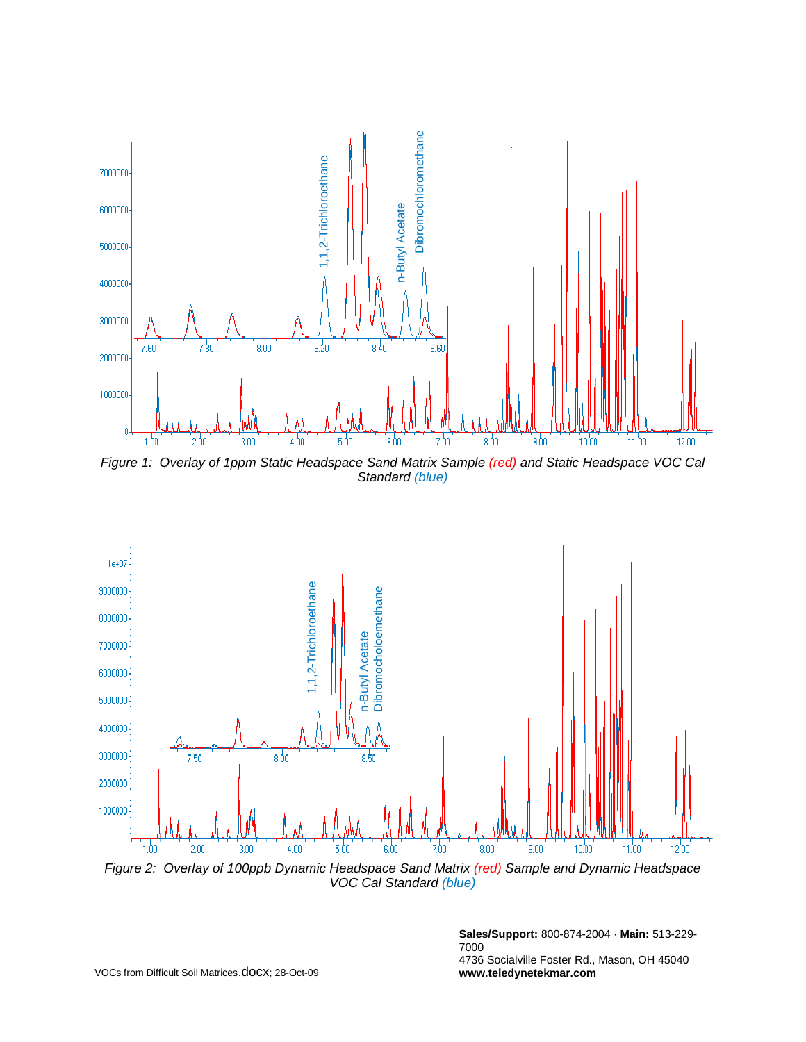*Figure 1: Overlay of 1ppm Static Headspace Sand Matrix Sample (red) and Static Headspace VOC Cal Standard (blue)*

*Figure 2: Overlay of 100ppb Dynamic Headspace Sand Matrix (red) Sample and Dynamic Headspace VOC Cal Standard (blue)*

**Sales/Support:** 800-874-2004 · **Main:** 513-229-7000
4736 Socialville Foster Rd., Mason, OH 45040
**www.teledynetekmar.com**

VOCs from Difficult Soil Matrices.docx; 28-Oct-09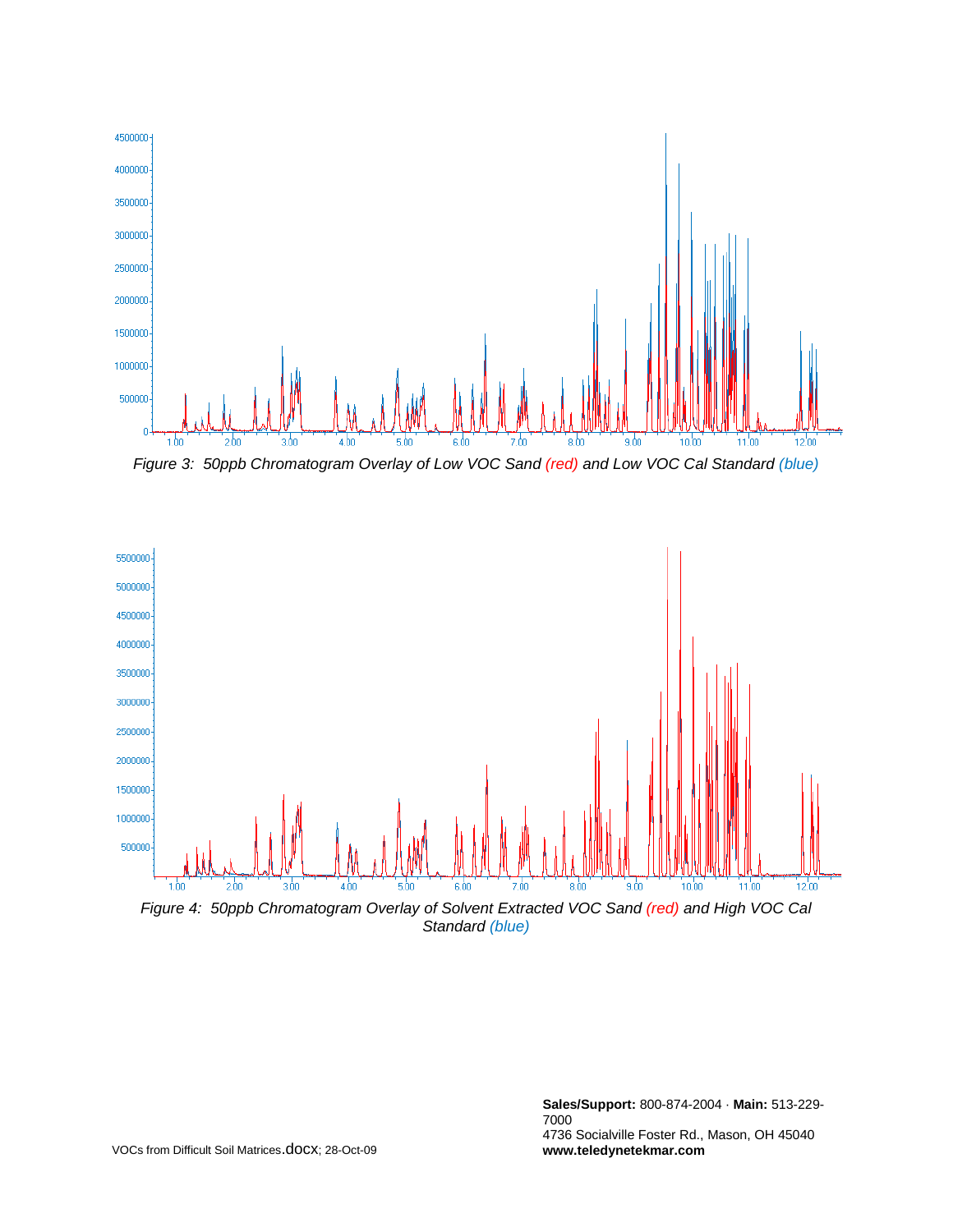*Figure 3: 50ppb Chromatogram Overlay of Low VOC Sand (red) and Low VOC Cal Standard (blue)*

*Figure 4: 50ppb Chromatogram Overlay of Solvent Extracted VOC Sand (red) and High VOC Cal Standard (blue)*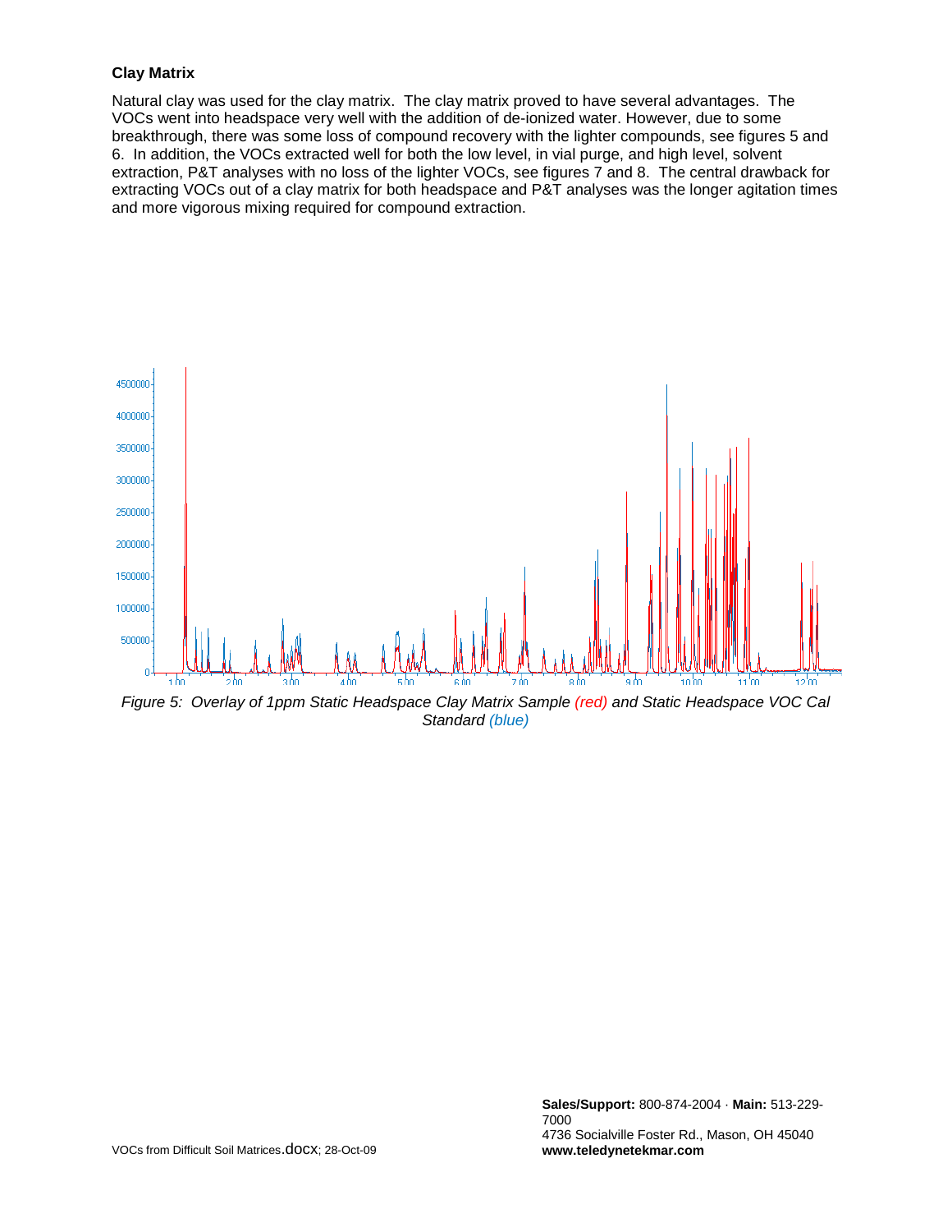**Clay Matrix**

Natural clay was used for the clay matrix. The clay matrix proved to have several advantages. The VOCs went into headspace very well with the addition of de-ionized water. However, due to some breakthrough, there was some loss of compound recovery with the lighter compounds, see figures 5 and 6. In addition, the VOCs extracted well for both the low level, in vial purge, and high level, solvent extraction, P&T analyses with no loss of the lighter VOCs, see figures 7 and 8. The central drawback for extracting VOCs out of a clay matrix for both headspace and P&T analyses was the longer agitation times and more vigorous mixing required for compound extraction.

*Figure 5: Overlay of 1ppm Static Headspace Clay Matrix Sample (red) and Static Headspace VOC Cal Standard (blue)*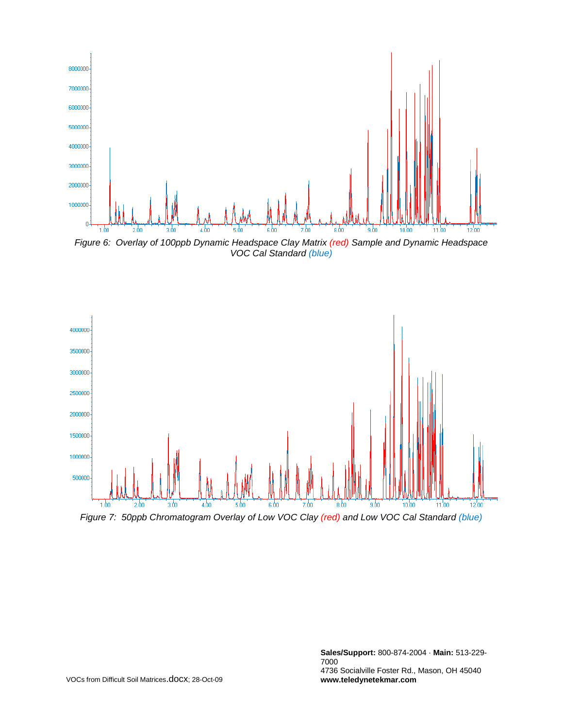*Figure 6: Overlay of 100ppb Dynamic Headspace Clay Matrix (red) Sample and Dynamic Headspace VOC Cal Standard (blue)*

*Figure 7: 50ppb Chromatogram Overlay of Low VOC Clay (red) and Low VOC Cal Standard (blue)*

VOCs from Difficult Soil Matrices.docx; 28-Oct-09

**Sales/Support:** 800-874-2004 · **Main:** 513-229-7000
4736 Socialville Foster Rd., Mason, OH 45040
**www.teledynetekmar.com**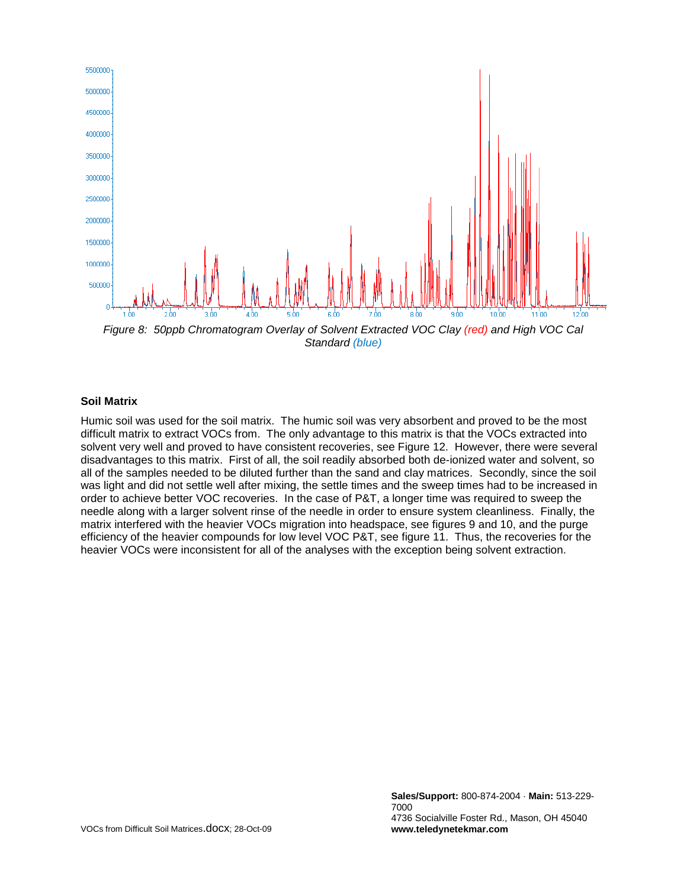*Figure 8: 50ppb Chromatogram Overlay of Solvent Extracted VOC Clay (red) and High VOC Cal Standard (blue)*

### Soil Matrix

Humic soil was used for the soil matrix. The humic soil was very absorbent and proved to be the most difficult matrix to extract VOCs from. The only advantage to this matrix is that the VOCs extracted into solvent very well and proved to have consistent recoveries, see Figure 12. However, there were several disadvantages to this matrix. First of all, the soil readily absorbed both de-ionized water and solvent, so all of the samples needed to be diluted further than the sand and clay matrices. Secondly, since the soil was light and did not settle well after mixing, the settle times and the sweep times had to be increased in order to achieve better VOC recoveries. In the case of P&T, a longer time was required to sweep the needle along with a larger solvent rinse of the needle in order to ensure system cleanliness. Finally, the matrix interfered with the heavier VOCs migration into headspace, see figures 9 and 10, and the purge efficiency of the heavier compounds for low level VOC P&T, see figure 11. Thus, the recoveries for the heavier VOCs were inconsistent for all of the analyses with the exception being solvent extraction.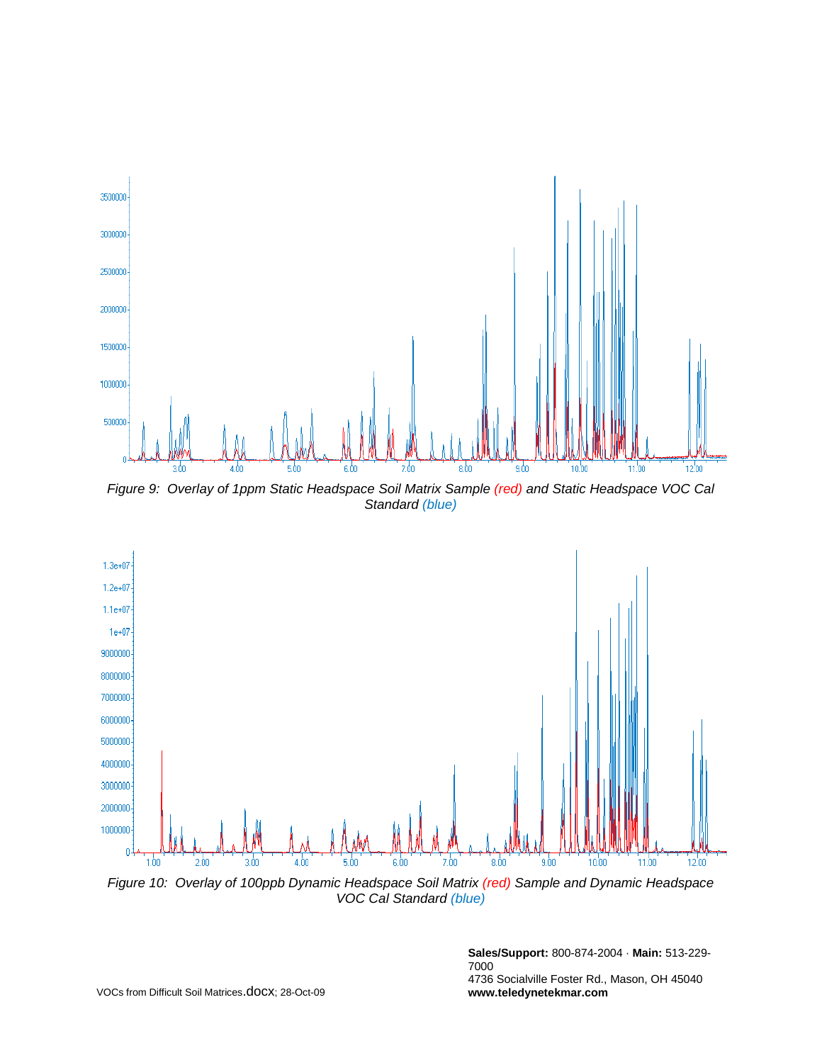*Figure 9: Overlay of 1ppm Static Headspace Soil Matrix Sample (red) and Static Headspace VOC Cal Standard (blue)*

*Figure 10: Overlay of 100ppb Dynamic Headspace Soil Matrix (red) Sample and Dynamic Headspace VOC Cal Standard (blue)*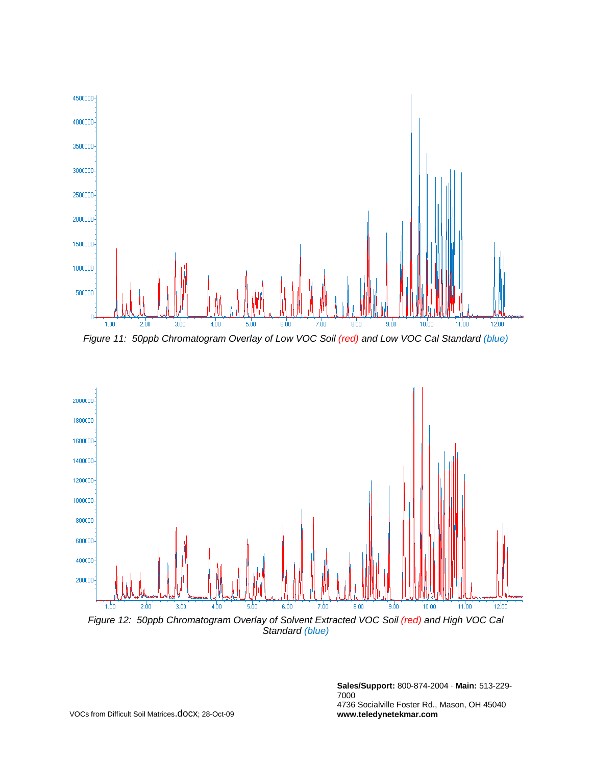*Figure 11: 50ppb Chromatogram Overlay of Low VOC Soil (red) and Low VOC Cal Standard (blue)*

*Figure 12: 50ppb Chromatogram Overlay of Solvent Extracted VOC Soil (red) and High VOC Cal Standard (blue)*

VOCs from Difficult Soil Matrices.docx; 28-Oct-09

**Sales/Support:** 800-874-2004 · **Main:** 513-229-7000
4736 Socialville Foster Rd., Mason, OH 45040
**www.teledynetekmar.com**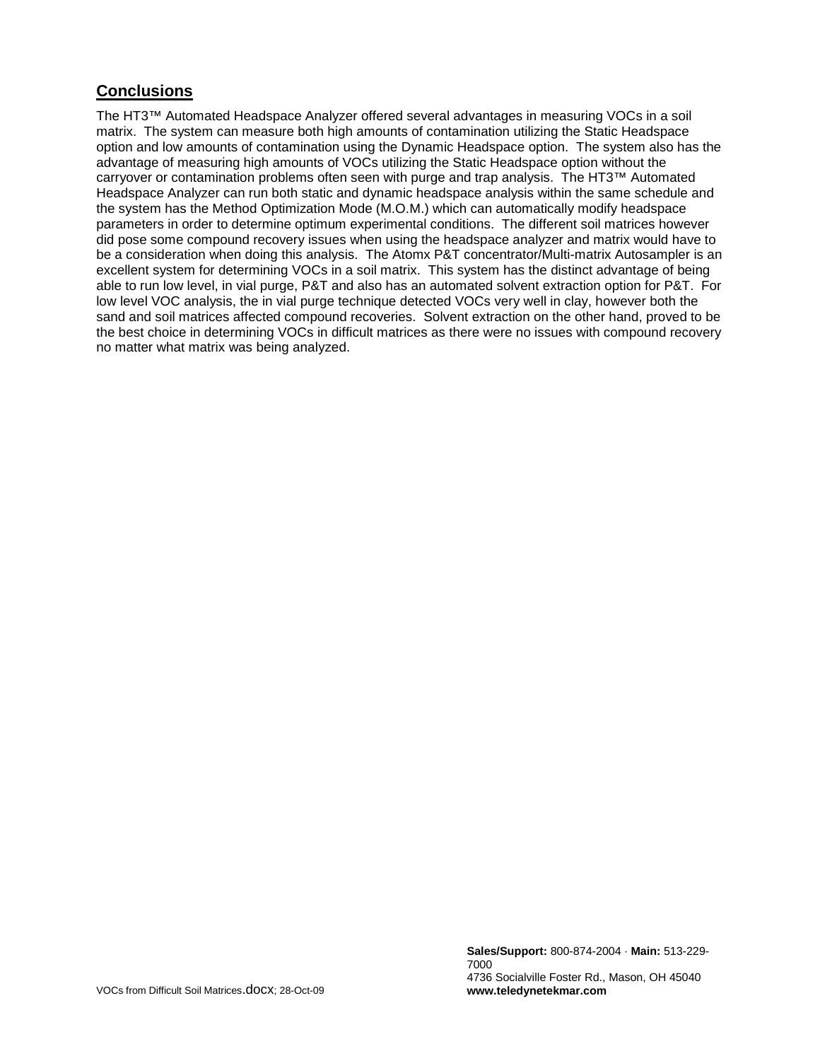## Conclusions

The HT3™ Automated Headspace Analyzer offered several advantages in measuring VOCs in a soil matrix. The system can measure both high amounts of contamination utilizing the Static Headspace option and low amounts of contamination using the Dynamic Headspace option. The system also has the advantage of measuring high amounts of VOCs utilizing the Static Headspace option without the carryover or contamination problems often seen with purge and trap analysis. The HT3™ Automated Headspace Analyzer can run both static and dynamic headspace analysis within the same schedule and the system has the Method Optimization Mode (M.O.M.) which can automatically modify headspace parameters in order to determine optimum experimental conditions. The different soil matrices however did pose some compound recovery issues when using the headspace analyzer and matrix would have to be a consideration when doing this analysis. The Atomx P&T concentrator/Multi-matrix Autosampler is an excellent system for determining VOCs in a soil matrix. This system has the distinct advantage of being able to run low level, in vial purge, P&T and also has an automated solvent extraction option for P&T. For low level VOC analysis, the in vial purge technique detected VOCs very well in clay, however both the sand and soil matrices affected compound recoveries. Solvent extraction on the other hand, proved to be the best choice in determining VOCs in difficult matrices as there were no issues with compound recovery no matter what matrix was being analyzed.

VOCs from Difficult Soil Matrices.docx; 28-Oct-09

**Sales/Support:** 800-874-2004 · **Main:** 513-229-7000
4736 Socialville Foster Rd., Mason, OH 45040
**www.teledynetekmar.com**